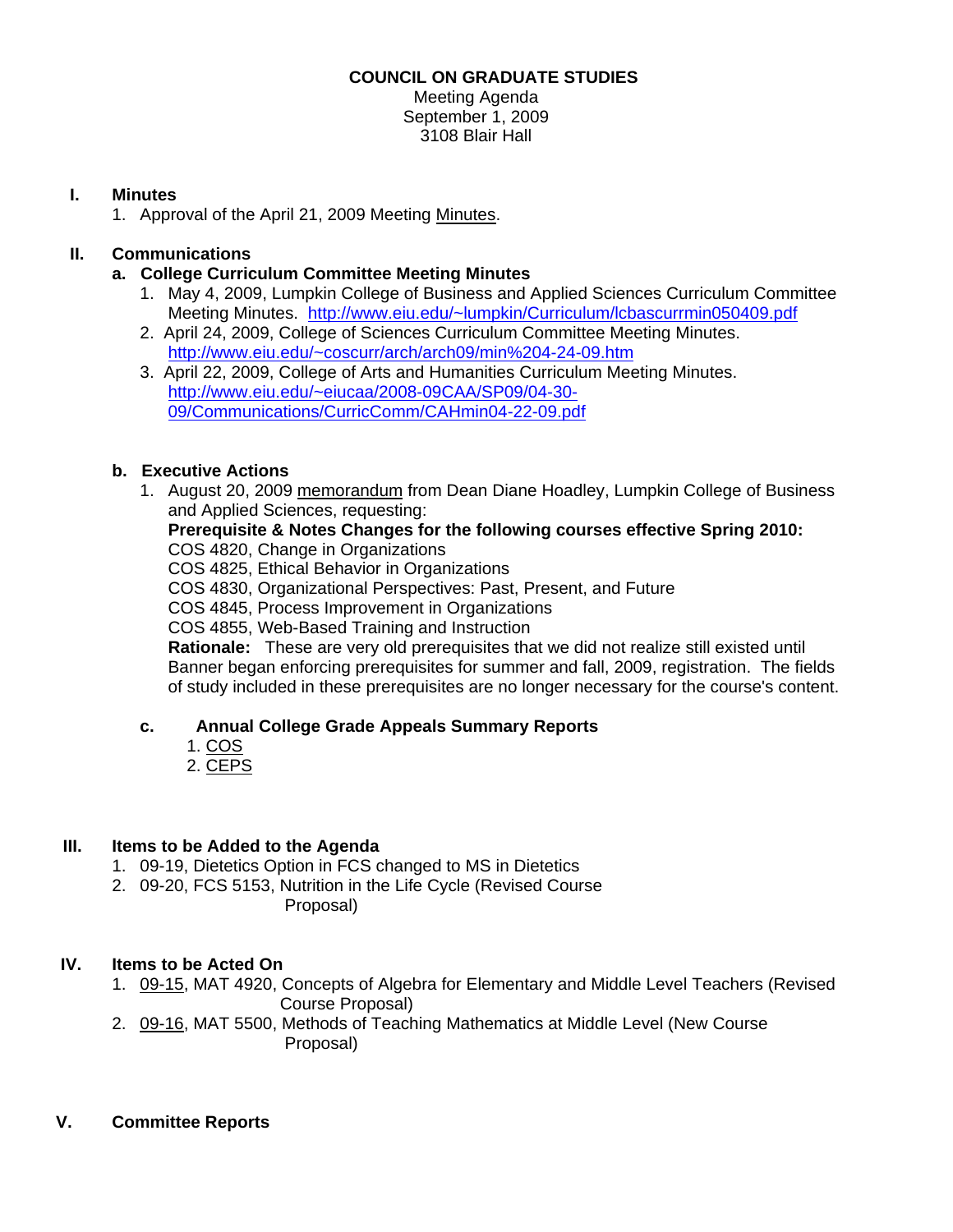**COUNCIL ON GRADUATE STUDIES**

Meeting Agenda
September 1, 2009
3108 Blair Hall

## I. Minutes

1. Approval of the April 21, 2009 Meeting Minutes.

## II. Communications

### a. College Curriculum Committee Meeting Minutes

1. May 4, 2009, Lumpkin College of Business and Applied Sciences Curriculum Committee Meeting Minutes. http://www.eiu.edu/~lumpkin/Curriculum/lcbascurrmin050409.pdf
2. April 24, 2009, College of Sciences Curriculum Committee Meeting Minutes. http://www.eiu.edu/~coscurr/arch/arch09/min%204-24-09.htm
3. April 22, 2009, College of Arts and Humanities Curriculum Meeting Minutes. http://www.eiu.edu/~eiucaa/2008-09CAA/SP09/04-30-09/Communications/CurricComm/CAHmin04-22-09.pdf

### b. Executive Actions

1. August 20, 2009 memorandum from Dean Diane Hoadley, Lumpkin College of Business and Applied Sciences, requesting:

   **Prerequisite & Notes Changes for the following courses effective Spring 2010:**
   COS 4820, Change in Organizations
   COS 4825, Ethical Behavior in Organizations
   COS 4830, Organizational Perspectives: Past, Present, and Future
   COS 4845, Process Improvement in Organizations
   COS 4855, Web-Based Training and Instruction
   **Rationale:** These are very old prerequisites that we did not realize still existed until Banner began enforcing prerequisites for summer and fall, 2009, registration. The fields of study included in these prerequisites are no longer necessary for the course's content.

### c. Annual College Grade Appeals Summary Reports

1. COS
2. CEPS

## III. Items to be Added to the Agenda

1. 09-19, Dietetics Option in FCS changed to MS in Dietetics
2. 09-20, FCS 5153, Nutrition in the Life Cycle (Revised Course Proposal)

## IV. Items to be Acted On

1. 09-15, MAT 4920, Concepts of Algebra for Elementary and Middle Level Teachers (Revised Course Proposal)
2. 09-16, MAT 5500, Methods of Teaching Mathematics at Middle Level (New Course Proposal)

## V. Committee Reports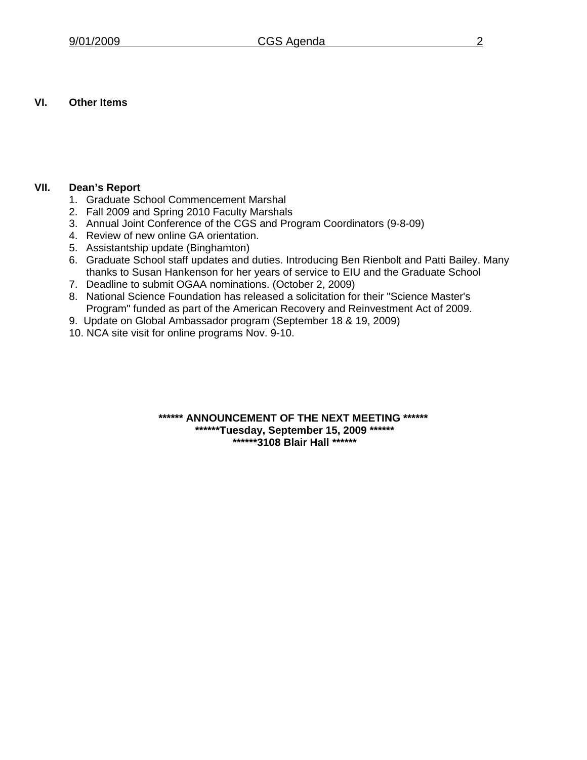## VI. Other Items

## VII. Dean's Report

1. Graduate School Commencement Marshal
2. Fall 2009 and Spring 2010 Faculty Marshals
3. Annual Joint Conference of the CGS and Program Coordinators (9-8-09)
4. Review of new online GA orientation.
5. Assistantship update (Binghamton)
6. Graduate School staff updates and duties. Introducing Ben Rienbolt and Patti Bailey. Many thanks to Susan Hankenson for her years of service to EIU and the Graduate School
7. Deadline to submit OGAA nominations. (October 2, 2009)
8. National Science Foundation has released a solicitation for their "Science Master's Program" funded as part of the American Recovery and Reinvestment Act of 2009.
9. Update on Global Ambassador program (September 18 & 19, 2009)
10. NCA site visit for online programs Nov. 9-10.

**\*\*\*\*\*\* ANNOUNCEMENT OF THE NEXT MEETING \*\*\*\*\*\***
**\*\*\*\*\*\*Tuesday, September 15, 2009 \*\*\*\*\*\***
**\*\*\*\*\*\*3108 Blair Hall \*\*\*\*\*\***